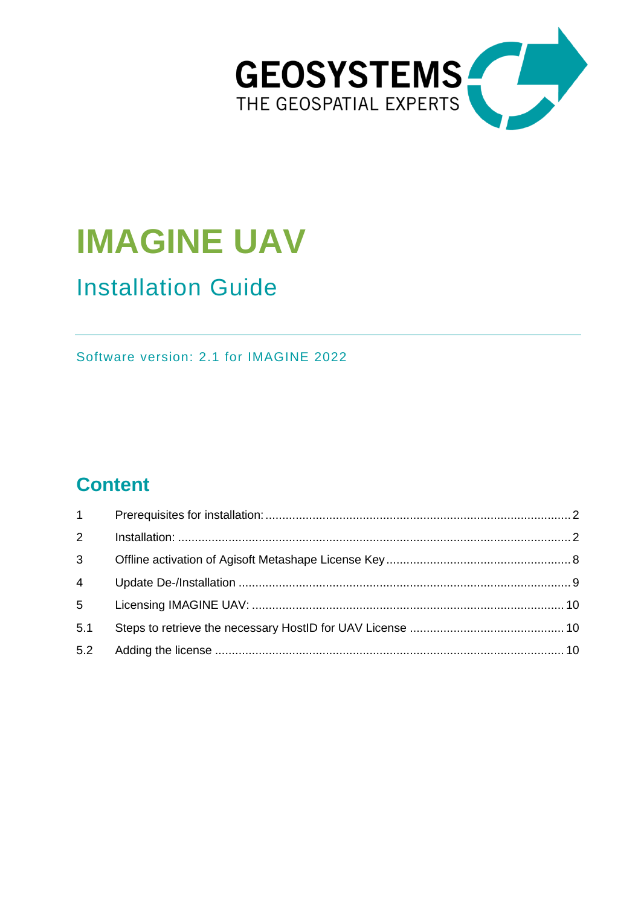GEOSYSTEMS
THE GEOSPATIAL EXPERTS

# IMAGINE UAV

## Installation Guide

Software version: 2.1 for IMAGINE 2022

## Content

| | | |
|---|---|---|
| 1 | Prerequisites for installation: | 2 |
| 2 | Installation: | 2 |
| 3 | Offline activation of Agisoft Metashape License Key | 8 |
| 4 | Update De-/Installation | 9 |
| 5 | Licensing IMAGINE UAV: | 10 |
| 5.1 | Steps to retrieve the necessary HostID for UAV License | 10 |
| 5.2 | Adding the license | 10 |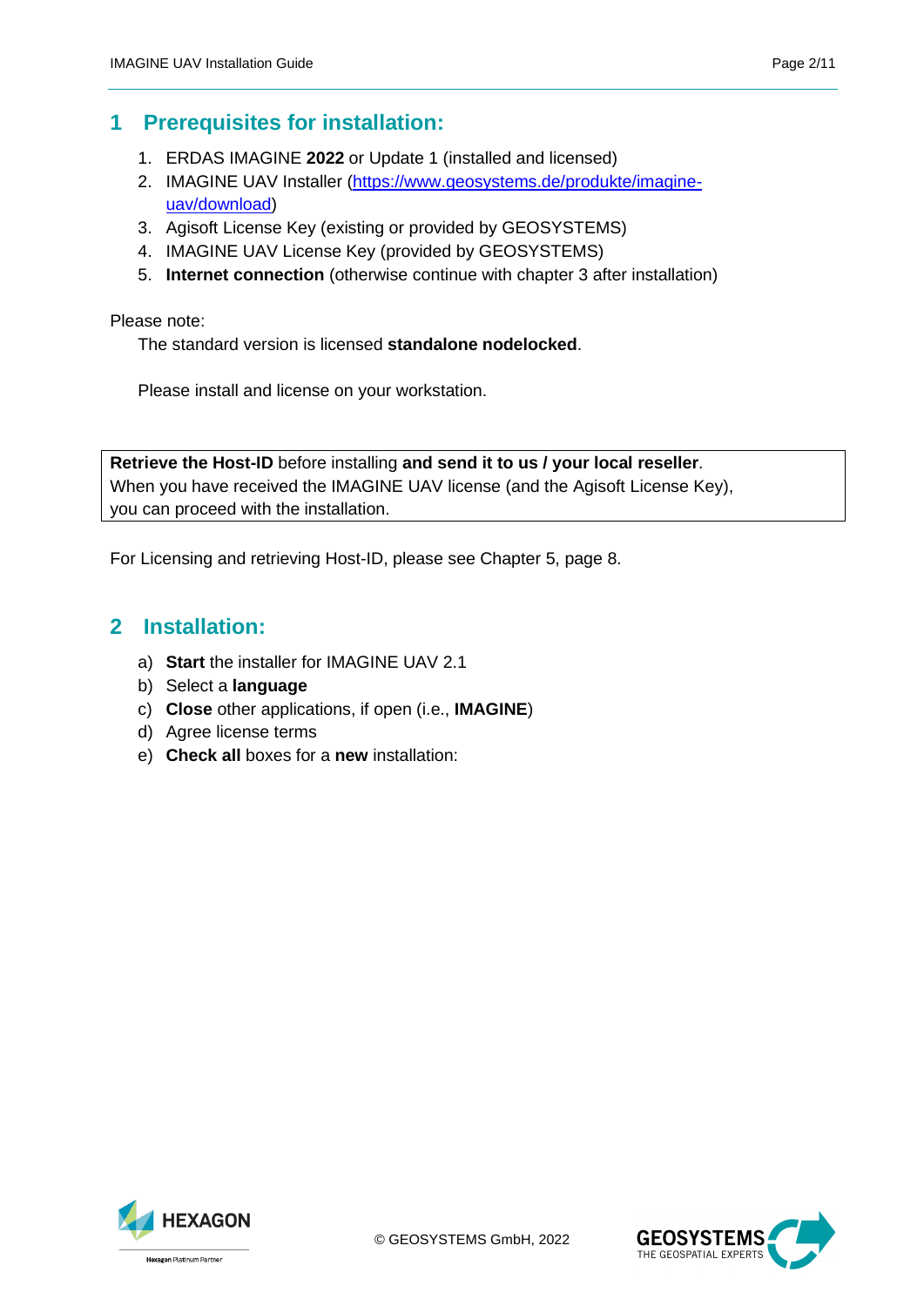# 1 Prerequisites for installation:

1. ERDAS IMAGINE **2022** or Update 1 (installed and licensed)
2. IMAGINE UAV Installer (https://www.geosystems.de/produkte/imagine-uav/download)
3. Agisoft License Key (existing or provided by GEOSYSTEMS)
4. IMAGINE UAV License Key (provided by GEOSYSTEMS)
5. **Internet connection** (otherwise continue with chapter 3 after installation)

Please note:

The standard version is licensed **standalone nodelocked**.

Please install and license on your workstation.

**Retrieve the Host-ID** before installing **and send it to us / your local reseller**.
When you have received the IMAGINE UAV license (and the Agisoft License Key), you can proceed with the installation.

For Licensing and retrieving Host-ID, please see Chapter 5, page 8.

# 2 Installation:

a) **Start** the installer for IMAGINE UAV 2.1
b) Select a **language**
c) **Close** other applications, if open (i.e., **IMAGINE**)
d) Agree license terms
e) **Check all** boxes for a **new** installation:

© GEOSYSTEMS GmbH, 2022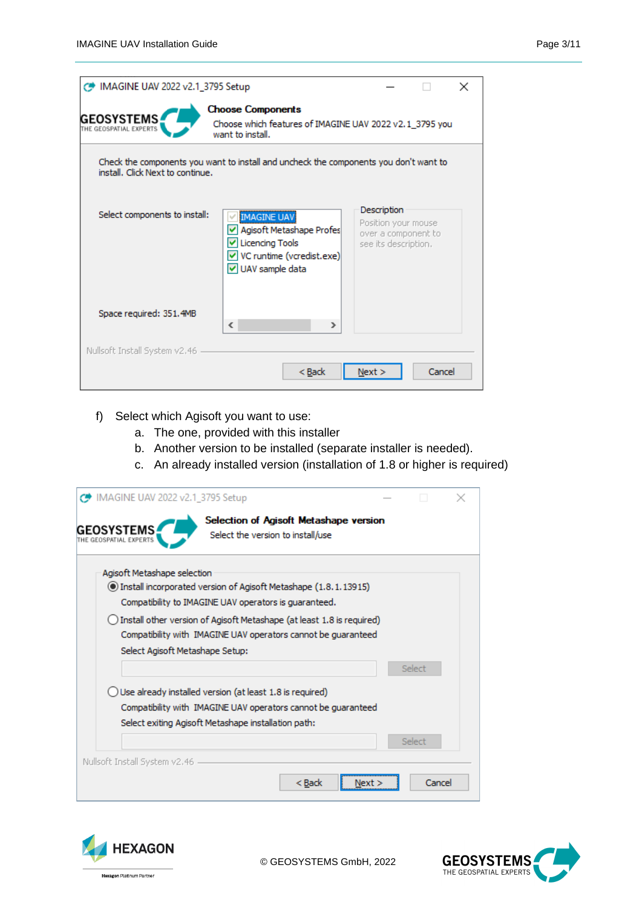f) Select which Agisoft you want to use:

   a. The one, provided with this installer

   b. Another version to be installed (separate installer is needed).

   c. An already installed version (installation of 1.8 or higher is required)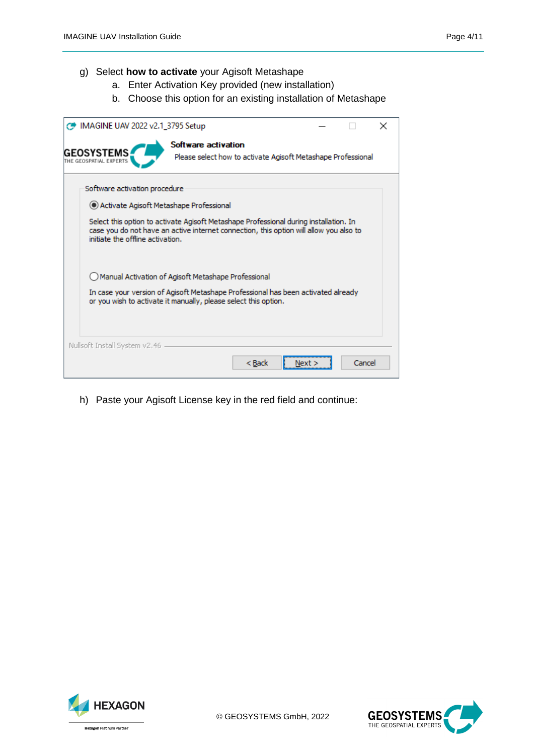g) Select **how to activate** your Agisoft Metashape
   a. Enter Activation Key provided (new installation)
   b. Choose this option for an existing installation of Metashape

IMAGINE UAV 2022 v2.1_3795 Setup

**Software activation**

Please select how to activate Agisoft Metashape Professional

Software activation procedure

◉ Activate Agisoft Metashape Professional

Select this option to activate Agisoft Metashape Professional during installation. In case you do not have an active internet connection, this option will allow you also to initiate the offline activation.

○ Manual Activation of Agisoft Metashape Professional

In case your version of Agisoft Metashape Professional has been activated already or you wish to activate it manually, please select this option.

Nullsoft Install System v2.46

< Back | Next > | Cancel

h) Paste your Agisoft License key in the red field and continue:

© GEOSYSTEMS GmbH, 2022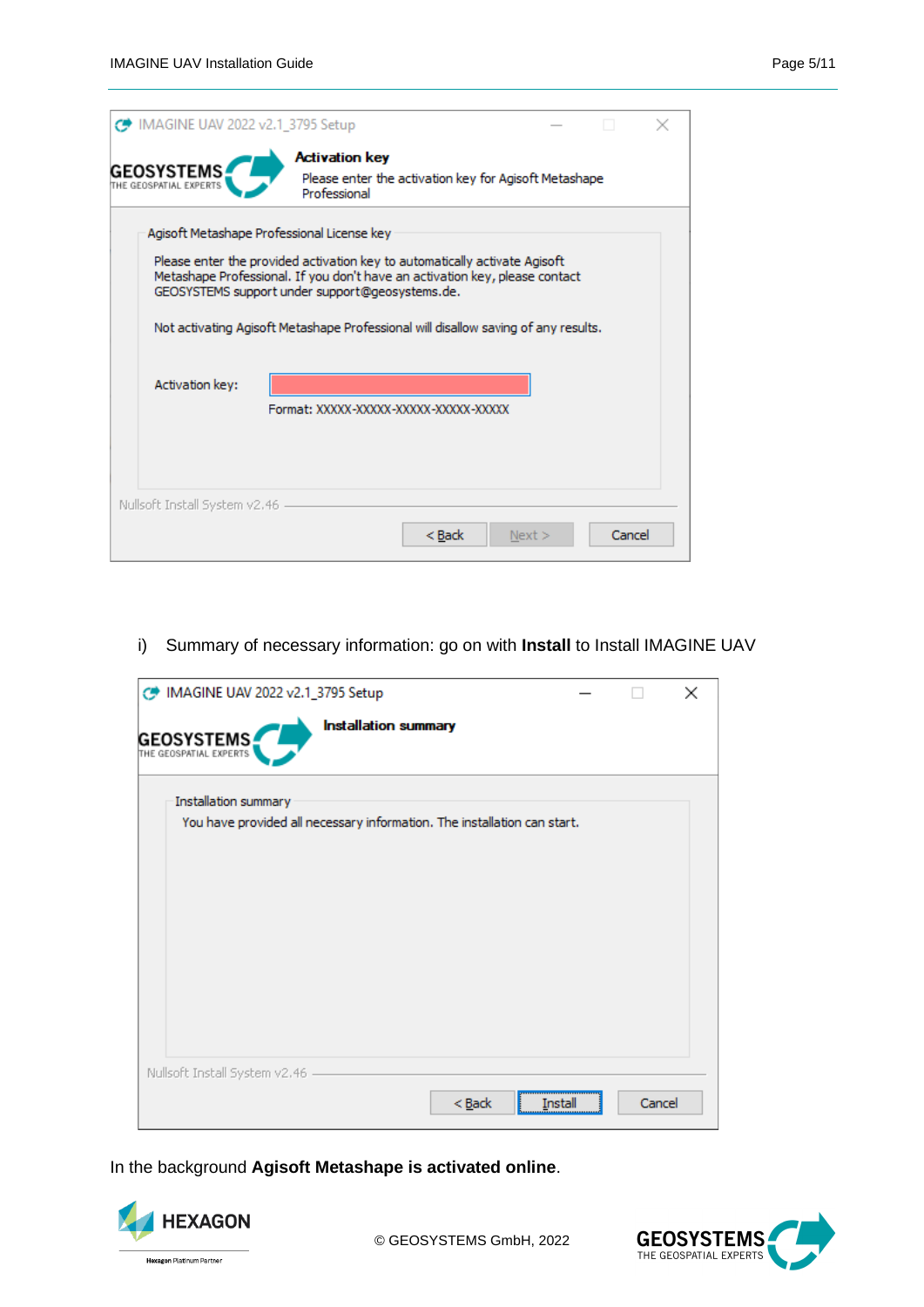IMAGINE UAV 2022 v2.1_3795 Setup

**Activation key**

Please enter the activation key for Agisoft Metashape Professional

Agisoft Metashape Professional License key

Please enter the provided activation key to automatically activate Agisoft Metashape Professional. If you don't have an activation key, please contact GEOSYSTEMS support under support@geosystems.de.

Not activating Agisoft Metashape Professional will disallow saving of any results.

Activation key:

Format: XXXXX-XXXXX-XXXXX-XXXXX-XXXXX

Nullsoft Install System v2.46

< Back | Next > | Cancel

i) Summary of necessary information: go on with **Install** to Install IMAGINE UAV

IMAGINE UAV 2022 v2.1_3795 Setup

**Installation summary**

Installation summary

You have provided all necessary information. The installation can start.

Nullsoft Install System v2.46

< Back | Install | Cancel

In the background **Agisoft Metashape is activated online**.

© GEOSYSTEMS GmbH, 2022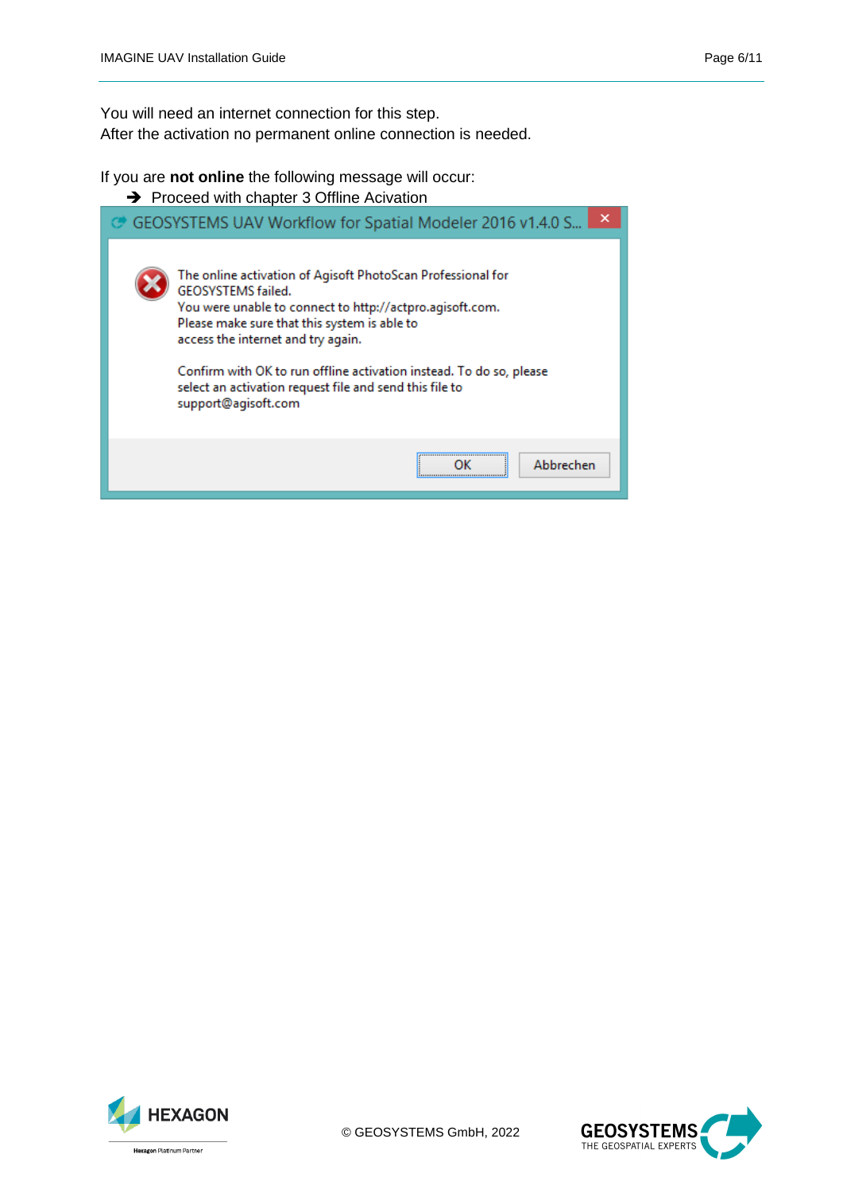You will need an internet connection for this step.
After the activation no permanent online connection is needed.

If you are **not online** the following message will occur:

➔ Proceed with chapter 3 Offline Acivation

GEOSYSTEMS UAV Workflow for Spatial Modeler 2016 v1.4.0 S...

The online activation of Agisoft PhotoScan Professional for GEOSYSTEMS failed.
You were unable to connect to http://actpro.agisoft.com.
Please make sure that this system is able to access the internet and try again.

Confirm with OK to run offline activation instead. To do so, please select an activation request file and send this file to support@agisoft.com

OK | Abbrechen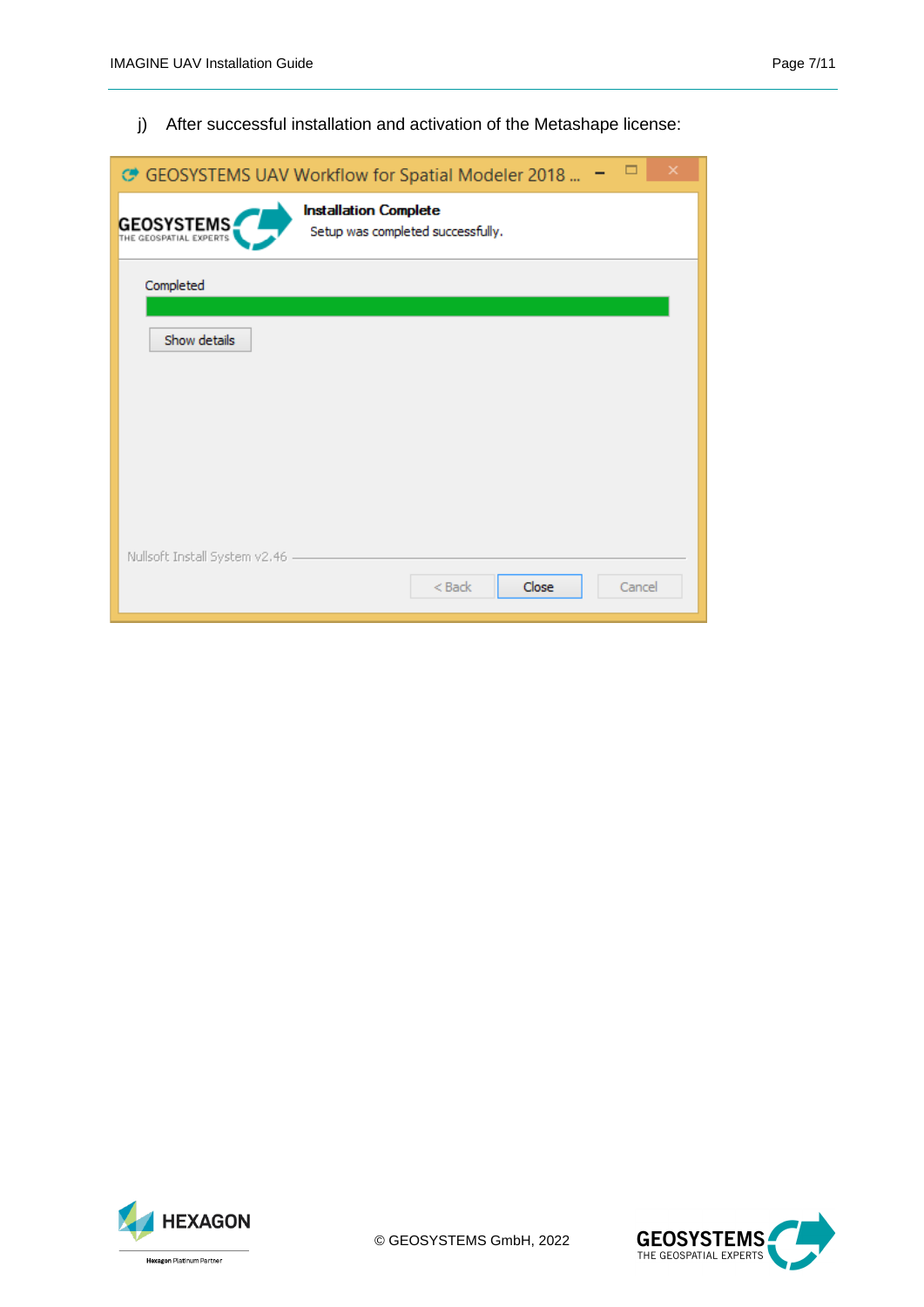j) After successful installation and activation of the Metashape license: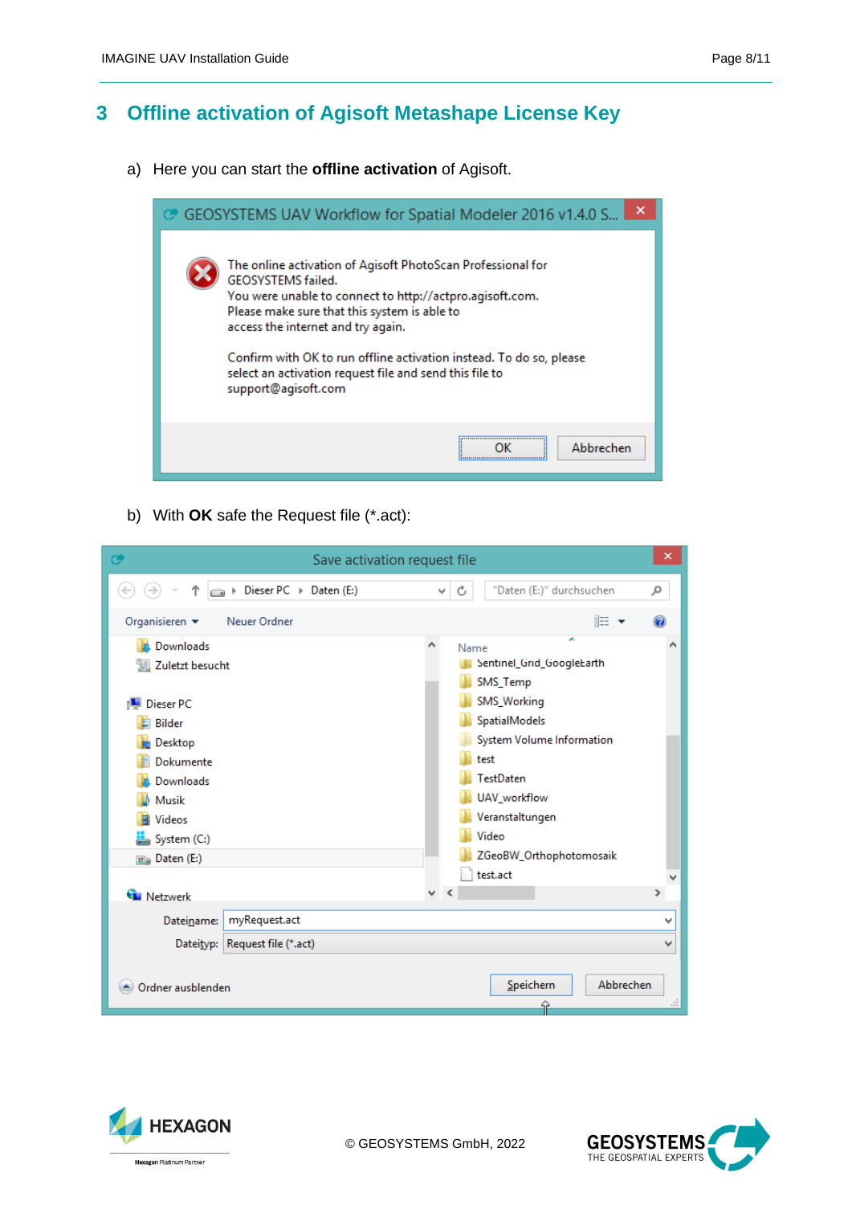# 3 Offline activation of Agisoft Metashape License Key

a) Here you can start the **offline activation** of Agisoft.

b) With **OK** safe the Request file (*.act):

© GEOSYSTEMS GmbH, 2022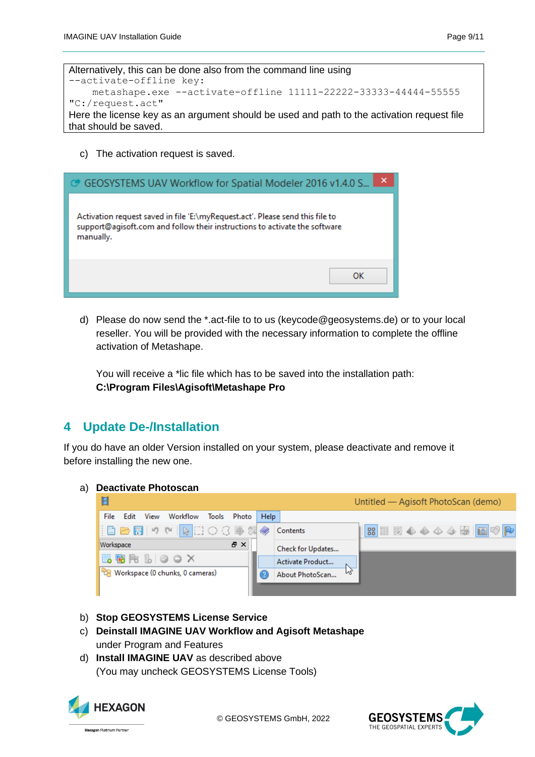Alternatively, this can be done also from the command line using `--activate-offline key:`

```
metashape.exe --activate-offline 11111-22222-33333-44444-55555 "C:/request.act"
```

Here the license key as an argument should be used and path to the activation request file that should be saved.

c) The activation request is saved.

d) Please do now send the *.act-file to to us (keycode@geosystems.de) or to your local reseller. You will be provided with the necessary information to complete the offline activation of Metashape.

   You will receive a *lic file which has to be saved into the installation path:
   **C:\Program Files\Agisoft\Metashape Pro**

# 4 Update De-/Installation

If you do have an older Version installed on your system, please deactivate and remove it before installing the new one.

a) **Deactivate Photoscan**

b) **Stop GEOSYSTEMS License Service**

c) **Deinstall IMAGINE UAV Workflow and Agisoft Metashape** under Program and Features

d) **Install IMAGINE UAV** as described above
   (You may uncheck GEOSYSTEMS License Tools)

© GEOSYSTEMS GmbH, 2022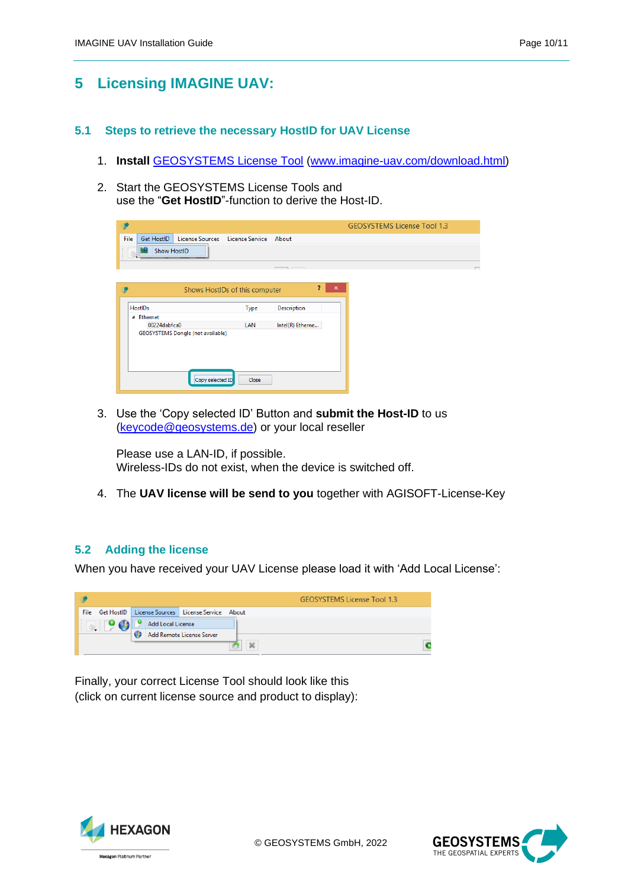# 5 Licensing IMAGINE UAV:

## 5.1 Steps to retrieve the necessary HostID for UAV License

1. **Install** GEOSYSTEMS License Tool (www.imagine-uav.com/download.html)

2. Start the GEOSYSTEMS License Tools and use the "**Get HostID**"-function to derive the Host-ID.

3. Use the 'Copy selected ID' Button and **submit the Host-ID** to us (keycode@geosystems.de) or your local reseller

   Please use a LAN-ID, if possible.
   Wireless-IDs do not exist, when the device is switched off.

4. The **UAV license will be send to you** together with AGISOFT-License-Key

## 5.2 Adding the license

When you have received your UAV License please load it with 'Add Local License':

Finally, your correct License Tool should look like this
(click on current license source and product to display):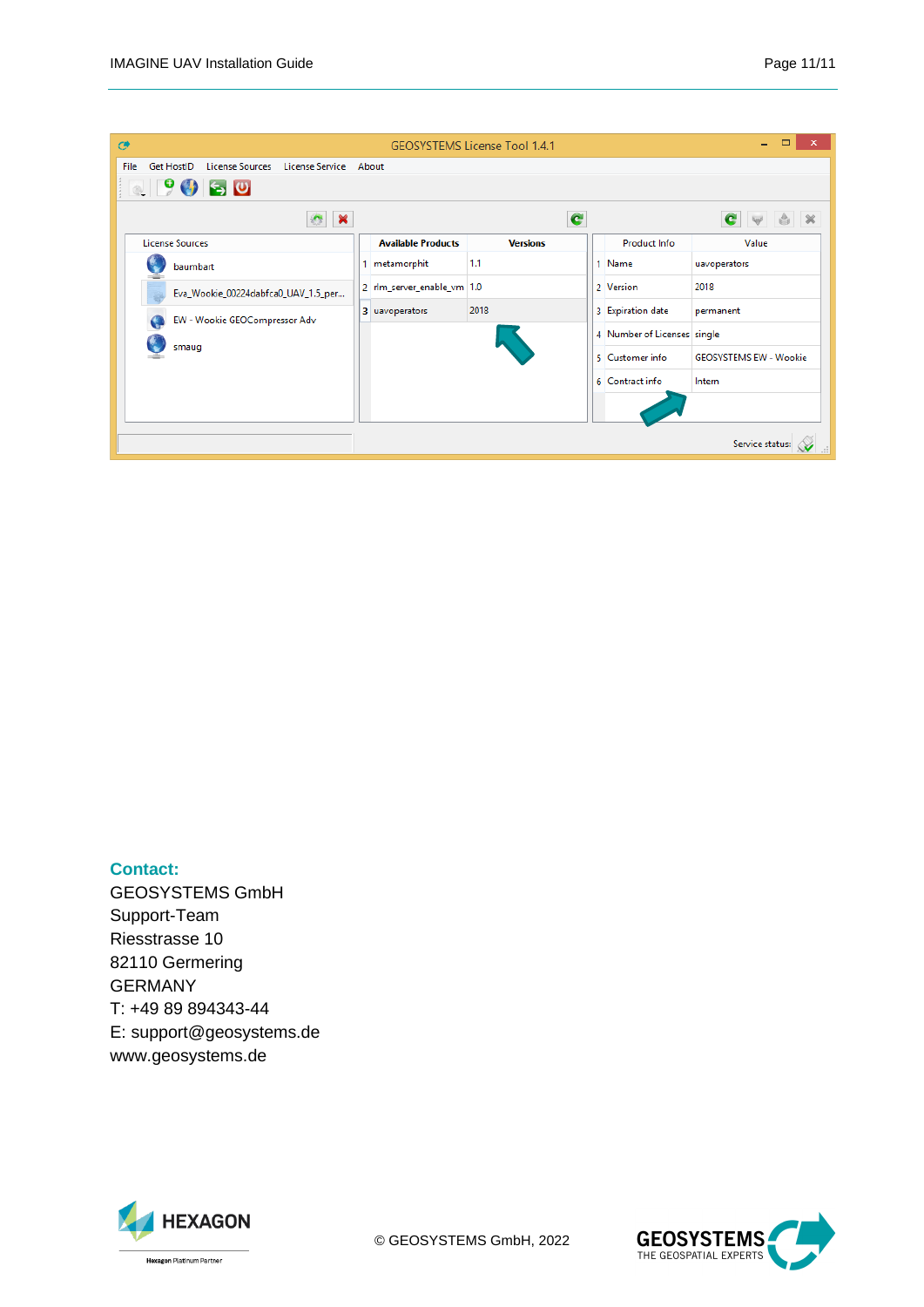**Contact:**
GEOSYSTEMS GmbH
Support-Team
Riesstrasse 10
82110 Germering
GERMANY
T: +49 89 894343-44
E: support@geosystems.de
www.geosystems.de

© GEOSYSTEMS GmbH, 2022